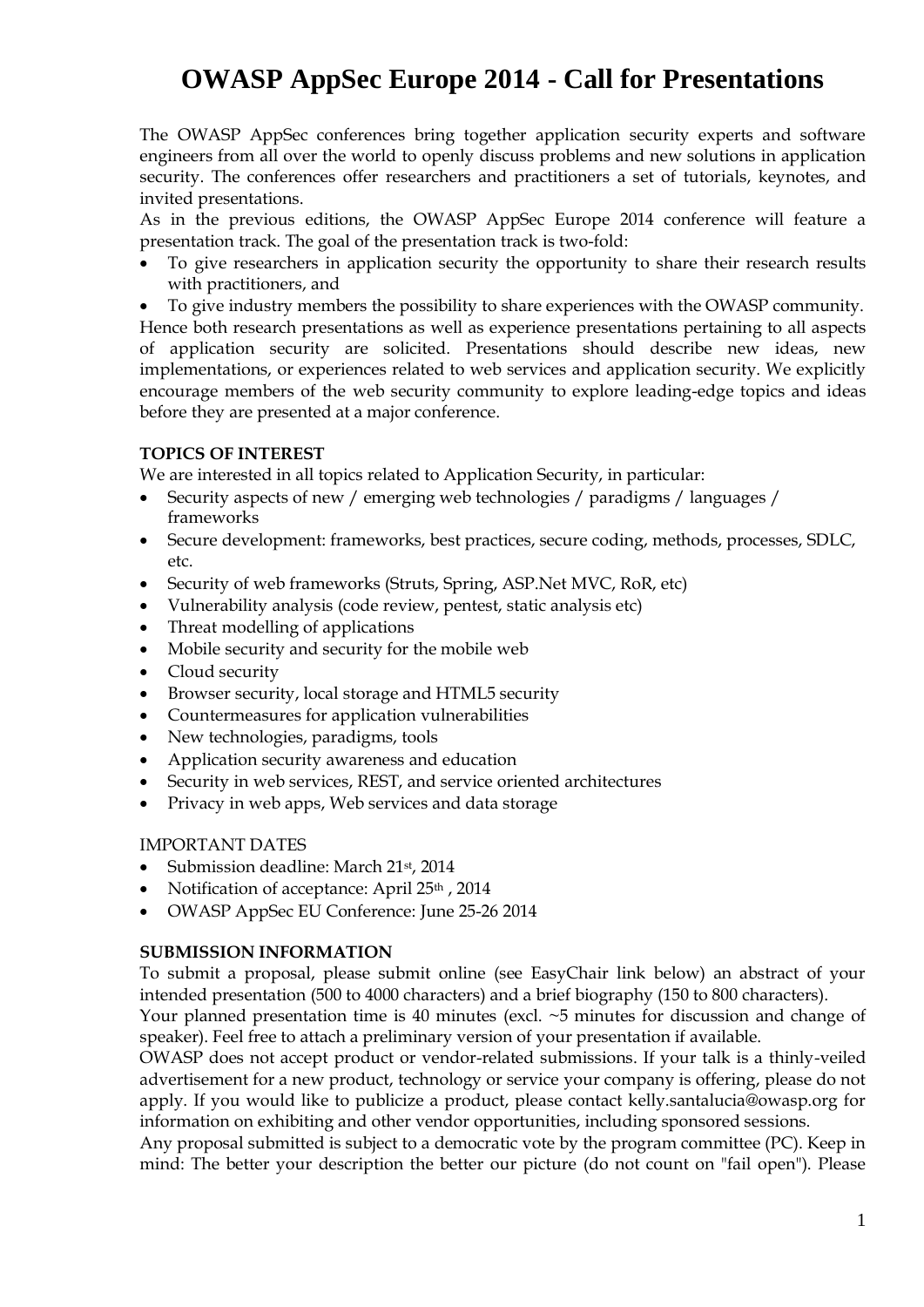# OWASP AppSec Europe 2014 - Call for Presentations

The OWASP AppSec conferences bring together application security experts and software engineers from all over the world to openly discuss problems and new solutions in application security. The conferences offer researchers and practitioners a set of tutorials, keynotes, and invited presentations.

As in the previous editions, the OWASP AppSec Europe 2014 conference will feature a presentation track. The goal of the presentation track is two-fold:

- To give researchers in application security the opportunity to share their research results with practitioners, and
- To give industry members the possibility to share experiences with the OWASP community.

Hence both research presentations as well as experience presentations pertaining to all aspects of application security are solicited. Presentations should describe new ideas, new implementations, or experiences related to web services and application security. We explicitly encourage members of the web security community to explore leading-edge topics and ideas before they are presented at a major conference.

**TOPICS OF INTEREST**

We are interested in all topics related to Application Security, in particular:

- Security aspects of new / emerging web technologies / paradigms / languages / frameworks
- Secure development: frameworks, best practices, secure coding, methods, processes, SDLC, etc.
- Security of web frameworks (Struts, Spring, ASP.Net MVC, RoR, etc)
- Vulnerability analysis (code review, pentest, static analysis etc)
- Threat modelling of applications
- Mobile security and security for the mobile web
- Cloud security
- Browser security, local storage and HTML5 security
- Countermeasures for application vulnerabilities
- New technologies, paradigms, tools
- Application security awareness and education
- Security in web services, REST, and service oriented architectures
- Privacy in web apps, Web services and data storage

IMPORTANT DATES

- Submission deadline: March 21st, 2014
- Notification of acceptance: April 25th , 2014
- OWASP AppSec EU Conference: June 25-26 2014

**SUBMISSION INFORMATION**

To submit a proposal, please submit online (see EasyChair link below) an abstract of your intended presentation (500 to 4000 characters) and a brief biography (150 to 800 characters).

Your planned presentation time is 40 minutes (excl. ~5 minutes for discussion and change of speaker). Feel free to attach a preliminary version of your presentation if available.

OWASP does not accept product or vendor-related submissions. If your talk is a thinly-veiled advertisement for a new product, technology or service your company is offering, please do not apply. If you would like to publicize a product, please contact kelly.santalucia@owasp.org for information on exhibiting and other vendor opportunities, including sponsored sessions.

Any proposal submitted is subject to a democratic vote by the program committee (PC). Keep in mind: The better your description the better our picture (do not count on "fail open"). Please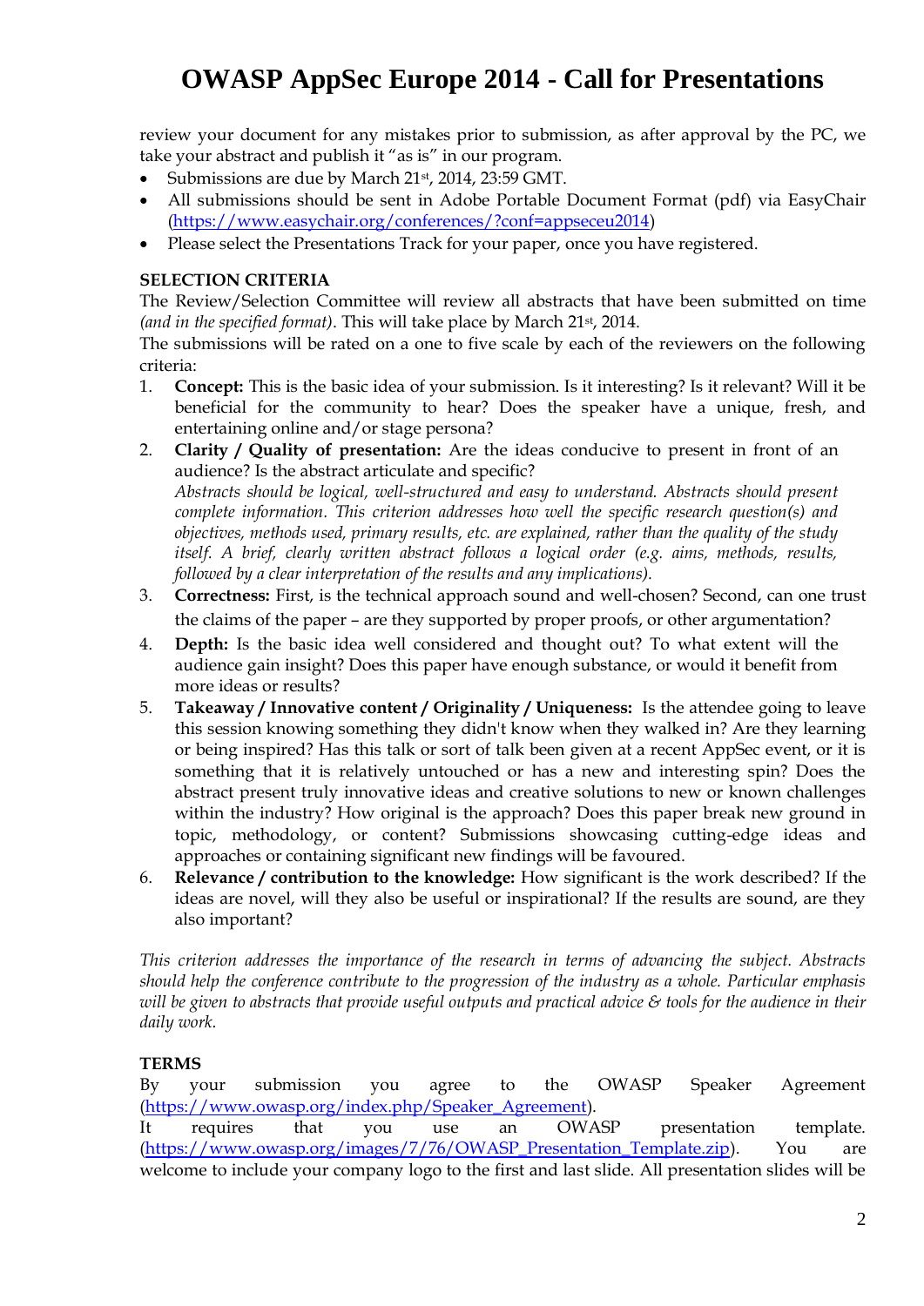# OWASP AppSec Europe 2014 - Call for Presentations

review your document for any mistakes prior to submission, as after approval by the PC, we take your abstract and publish it "as is" in our program.

- Submissions are due by March 21st, 2014, 23:59 GMT.
- All submissions should be sent in Adobe Portable Document Format (pdf) via EasyChair (https://www.easychair.org/conferences/?conf=appseceu2014)
- Please select the Presentations Track for your paper, once you have registered.

**SELECTION CRITERIA**

The Review/Selection Committee will review all abstracts that have been submitted on time *(and in the specified format)*. This will take place by March 21st, 2014.

The submissions will be rated on a one to five scale by each of the reviewers on the following criteria:

1. **Concept:** This is the basic idea of your submission. Is it interesting? Is it relevant? Will it be beneficial for the community to hear? Does the speaker have a unique, fresh, and entertaining online and/or stage persona?
2. **Clarity / Quality of presentation:** Are the ideas conducive to present in front of an audience? Is the abstract articulate and specific?
   *Abstracts should be logical, well-structured and easy to understand. Abstracts should present complete information. This criterion addresses how well the specific research question(s) and objectives, methods used, primary results, etc. are explained, rather than the quality of the study itself. A brief, clearly written abstract follows a logical order (e.g. aims, methods, results, followed by a clear interpretation of the results and any implications).*
3. **Correctness:** First, is the technical approach sound and well-chosen? Second, can one trust the claims of the paper – are they supported by proper proofs, or other argumentation?
4. **Depth:** Is the basic idea well considered and thought out? To what extent will the audience gain insight? Does this paper have enough substance, or would it benefit from more ideas or results?
5. **Takeaway / Innovative content / Originality / Uniqueness:** Is the attendee going to leave this session knowing something they didn't know when they walked in? Are they learning or being inspired? Has this talk or sort of talk been given at a recent AppSec event, or it is something that it is relatively untouched or has a new and interesting spin? Does the abstract present truly innovative ideas and creative solutions to new or known challenges within the industry? How original is the approach? Does this paper break new ground in topic, methodology, or content? Submissions showcasing cutting-edge ideas and approaches or containing significant new findings will be favoured.
6. **Relevance / contribution to the knowledge:** How significant is the work described? If the ideas are novel, will they also be useful or inspirational? If the results are sound, are they also important?

*This criterion addresses the importance of the research in terms of advancing the subject. Abstracts should help the conference contribute to the progression of the industry as a whole. Particular emphasis will be given to abstracts that provide useful outputs and practical advice & tools for the audience in their daily work.*

**TERMS**

By your submission you agree to the OWASP Speaker Agreement (https://www.owasp.org/index.php/Speaker_Agreement).

It requires that you use an OWASP presentation template. (https://www.owasp.org/images/7/76/OWASP_Presentation_Template.zip). You are welcome to include your company logo to the first and last slide. All presentation slides will be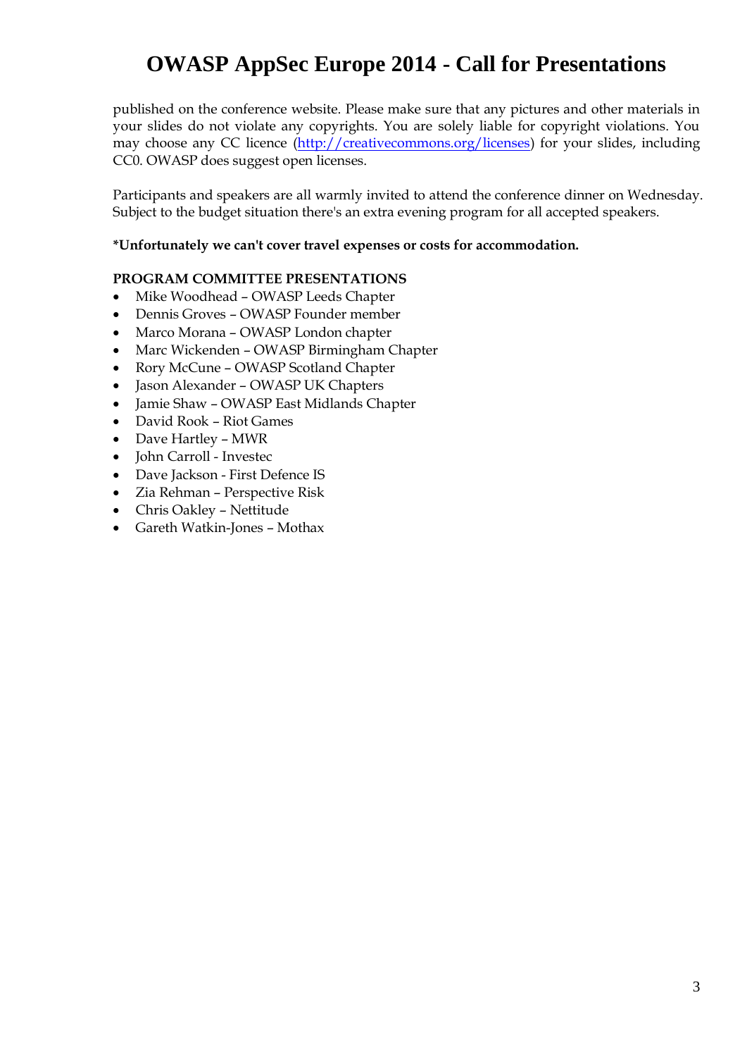published on the conference website. Please make sure that any pictures and other materials in your slides do not violate any copyrights. You are solely liable for copyright violations. You may choose any CC licence (http://creativecommons.org/licenses) for your slides, including CC0. OWASP does suggest open licenses.

Participants and speakers are all warmly invited to attend the conference dinner on Wednesday. Subject to the budget situation there's an extra evening program for all accepted speakers.

**\*Unfortunately we can't cover travel expenses or costs for accommodation.**

**PROGRAM COMMITTEE PRESENTATIONS**

- Mike Woodhead – OWASP Leeds Chapter
- Dennis Groves – OWASP Founder member
- Marco Morana – OWASP London chapter
- Marc Wickenden – OWASP Birmingham Chapter
- Rory McCune – OWASP Scotland Chapter
- Jason Alexander – OWASP UK Chapters
- Jamie Shaw – OWASP East Midlands Chapter
- David Rook – Riot Games
- Dave Hartley – MWR
- John Carroll - Investec
- Dave Jackson - First Defence IS
- Zia Rehman – Perspective Risk
- Chris Oakley – Nettitude
- Gareth Watkin-Jones – Mothax